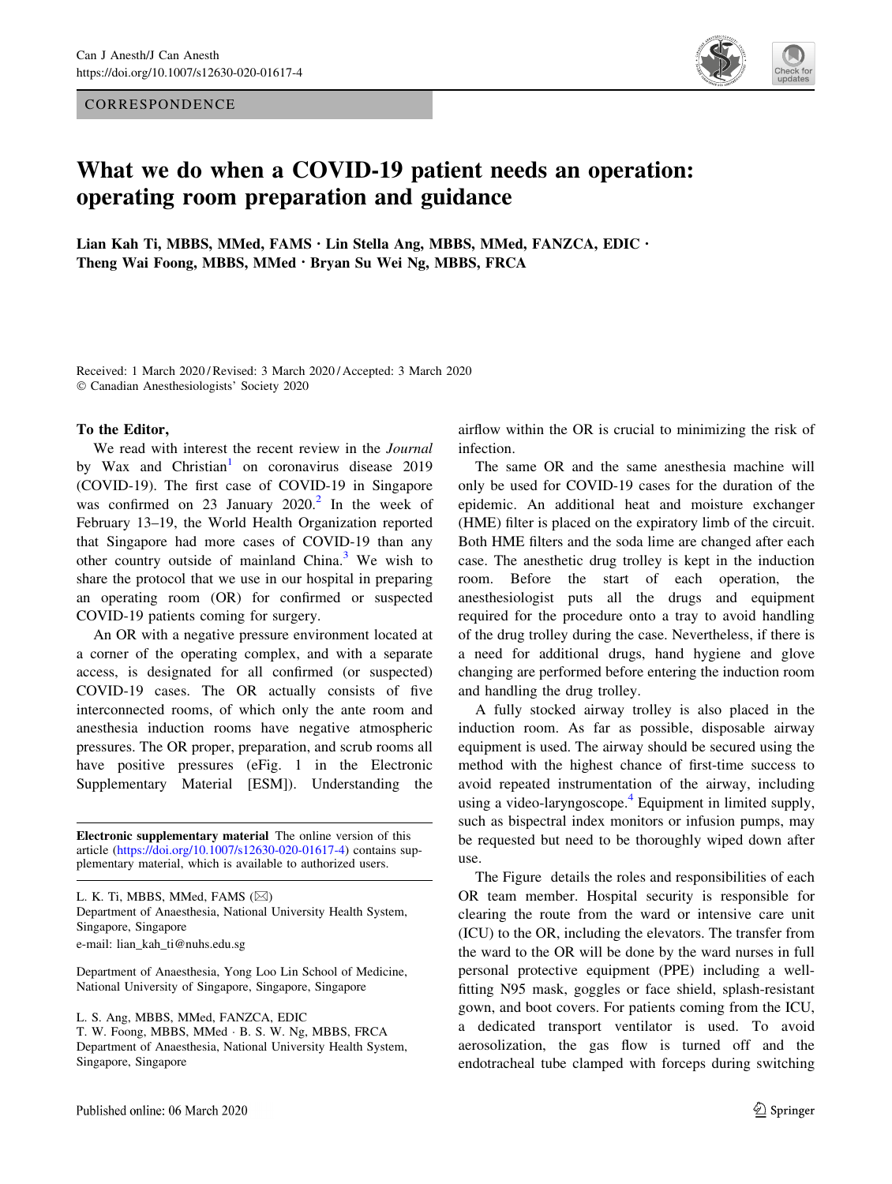CORRESPONDENCE

# What we do when a COVID-19 patient needs an operation: operating room preparation and guidance

**Lian Kah Ti, MBBS, MMed, FAMS · Lin Stella Ang, MBBS, MMed, FANZCA, EDIC · Theng Wai Foong, MBBS, MMed · Bryan Su Wei Ng, MBBS, FRCA**

Received: 1 March 2020 / Revised: 3 March 2020 / Accepted: 3 March 2020
© Canadian Anesthesiologists' Society 2020

**To the Editor,**

We read with interest the recent review in the *Journal* by Wax and Christian[1] on coronavirus disease 2019 (COVID-19). The first case of COVID-19 in Singapore was confirmed on 23 January 2020.[2] In the week of February 13–19, the World Health Organization reported that Singapore had more cases of COVID-19 than any other country outside of mainland China.[3] We wish to share the protocol that we use in our hospital in preparing an operating room (OR) for confirmed or suspected COVID-19 patients coming for surgery.

An OR with a negative pressure environment located at a corner of the operating complex, and with a separate access, is designated for all confirmed (or suspected) COVID-19 cases. The OR actually consists of five interconnected rooms, of which only the ante room and anesthesia induction rooms have negative atmospheric pressures. The OR proper, preparation, and scrub rooms all have positive pressures (eFig. 1 in the Electronic Supplementary Material [ESM]). Understanding the airflow within the OR is crucial to minimizing the risk of infection.

The same OR and the same anesthesia machine will only be used for COVID-19 cases for the duration of the epidemic. An additional heat and moisture exchanger (HME) filter is placed on the expiratory limb of the circuit. Both HME filters and the soda lime are changed after each case. The anesthetic drug trolley is kept in the induction room. Before the start of each operation, the anesthesiologist puts all the drugs and equipment required for the procedure onto a tray to avoid handling of the drug trolley during the case. Nevertheless, if there is a need for additional drugs, hand hygiene and glove changing are performed before entering the induction room and handling the drug trolley.

A fully stocked airway trolley is also placed in the induction room. As far as possible, disposable airway equipment is used. The airway should be secured using the method with the highest chance of first-time success to avoid repeated instrumentation of the airway, including using a video-laryngoscope.[4] Equipment in limited supply, such as bispectral index monitors or infusion pumps, may be requested but need to be thoroughly wiped down after use.

The Figure details the roles and responsibilities of each OR team member. Hospital security is responsible for clearing the route from the ward or intensive care unit (ICU) to the OR, including the elevators. The transfer from the ward to the OR will be done by the ward nurses in full personal protective equipment (PPE) including a well-fitting N95 mask, goggles or face shield, splash-resistant gown, and boot covers. For patients coming from the ICU, a dedicated transport ventilator is used. To avoid aerosolization, the gas flow is turned off and the endotracheal tube clamped with forceps during switching

**Electronic supplementary material** The online version of this article (https://doi.org/10.1007/s12630-020-01617-4) contains supplementary material, which is available to authorized users.

L. K. Ti, MBBS, MMed, FAMS (✉)
Department of Anaesthesia, National University Health System, Singapore, Singapore
e-mail: lian_kah_ti@nuhs.edu.sg

Department of Anaesthesia, Yong Loo Lin School of Medicine, National University of Singapore, Singapore, Singapore

L. S. Ang, MBBS, MMed, FANZCA, EDIC
T. W. Foong, MBBS, MMed · B. S. W. Ng, MBBS, FRCA
Department of Anaesthesia, National University Health System, Singapore, Singapore

Published online: 06 March 2020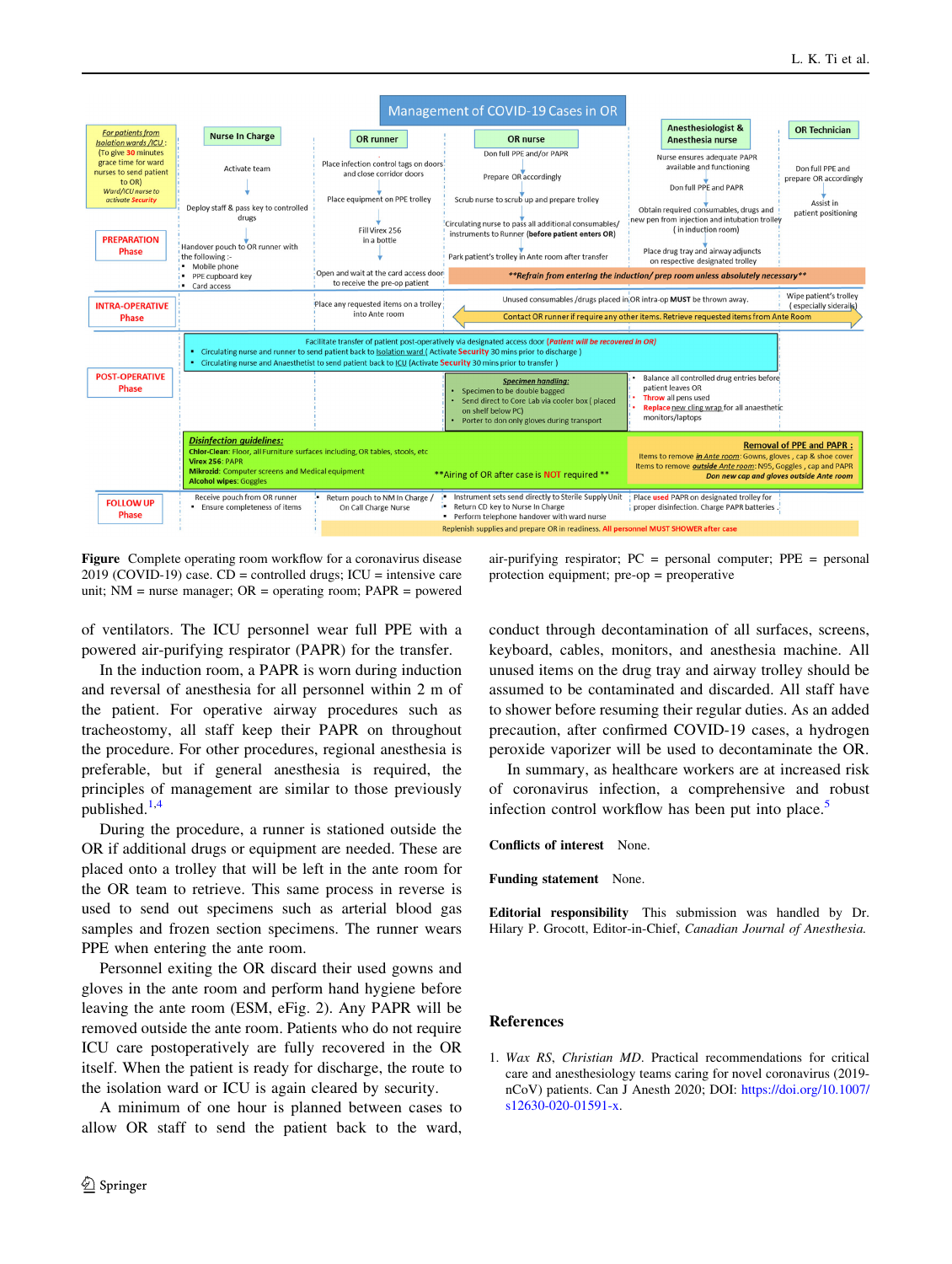**Figure** Complete operating room workflow for a coronavirus disease 2019 (COVID-19) case. CD = controlled drugs; ICU = intensive care unit; NM = nurse manager; OR = operating room; PAPR = powered air-purifying respirator; PC = personal computer; PPE = personal protection equipment; pre-op = preoperative

of ventilators. The ICU personnel wear full PPE with a powered air-purifying respirator (PAPR) for the transfer.

In the induction room, a PAPR is worn during induction and reversal of anesthesia for all personnel within 2 m of the patient. For operative airway procedures such as tracheostomy, all staff keep their PAPR on throughout the procedure. For other procedures, regional anesthesia is preferable, but if general anesthesia is required, the principles of management are similar to those previously published.[1,4]

During the procedure, a runner is stationed outside the OR if additional drugs or equipment are needed. These are placed onto a trolley that will be left in the ante room for the OR team to retrieve. This same process in reverse is used to send out specimens such as arterial blood gas samples and frozen section specimens. The runner wears PPE when entering the ante room.

Personnel exiting the OR discard their used gowns and gloves in the ante room and perform hand hygiene before leaving the ante room (ESM, eFig. 2). Any PAPR will be removed outside the ante room. Patients who do not require ICU care postoperatively are fully recovered in the OR itself. When the patient is ready for discharge, the route to the isolation ward or ICU is again cleared by security.

A minimum of one hour is planned between cases to allow OR staff to send the patient back to the ward, conduct through decontamination of all surfaces, screens, keyboard, cables, monitors, and anesthesia machine. All unused items on the drug tray and airway trolley should be assumed to be contaminated and discarded. All staff have to shower before resuming their regular duties. As an added precaution, after confirmed COVID-19 cases, a hydrogen peroxide vaporizer will be used to decontaminate the OR.

In summary, as healthcare workers are at increased risk of coronavirus infection, a comprehensive and robust infection control workflow has been put into place.[5]

**Conflicts of interest** None.

**Funding statement** None.

**Editorial responsibility** This submission was handled by Dr. Hilary P. Grocott, Editor-in-Chief, *Canadian Journal of Anesthesia.*

## References

1. *Wax RS, Christian MD.* Practical recommendations for critical care and anesthesiology teams caring for novel coronavirus (2019-nCoV) patients. Can J Anesth 2020; DOI: https://doi.org/10.1007/s12630-020-01591-x.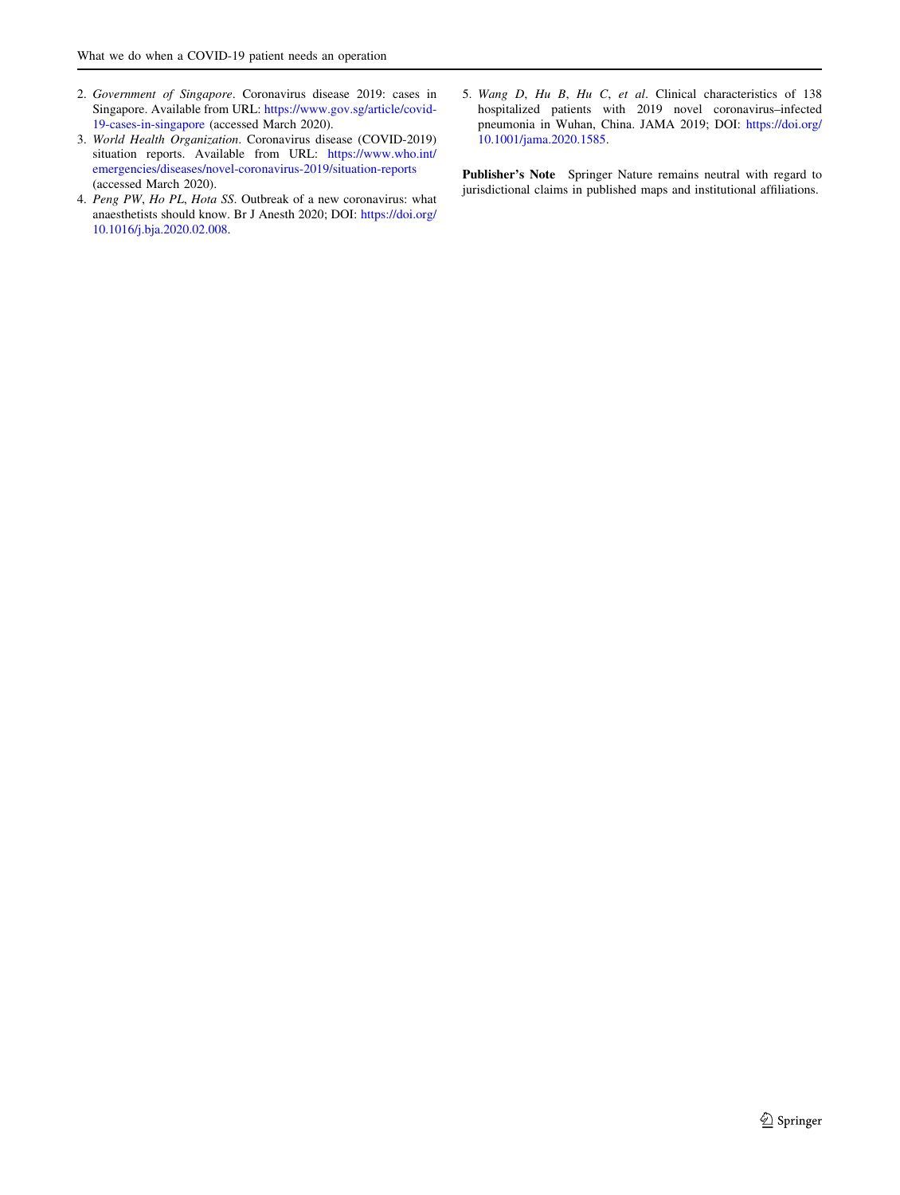2. *Government of Singapore*. Coronavirus disease 2019: cases in Singapore. Available from URL: https://www.gov.sg/article/covid-19-cases-in-singapore (accessed March 2020).
3. *World Health Organization*. Coronavirus disease (COVID-2019) situation reports. Available from URL: https://www.who.int/emergencies/diseases/novel-coronavirus-2019/situation-reports (accessed March 2020).
4. *Peng PW*, *Ho PL*, *Hota SS*. Outbreak of a new coronavirus: what anaesthetists should know. Br J Anesth 2020; DOI: https://doi.org/10.1016/j.bja.2020.02.008.
5. *Wang D*, *Hu B*, *Hu C*, *et al*. Clinical characteristics of 138 hospitalized patients with 2019 novel coronavirus–infected pneumonia in Wuhan, China. JAMA 2019; DOI: https://doi.org/10.1001/jama.2020.1585.

**Publisher's Note** Springer Nature remains neutral with regard to jurisdictional claims in published maps and institutional affiliations.